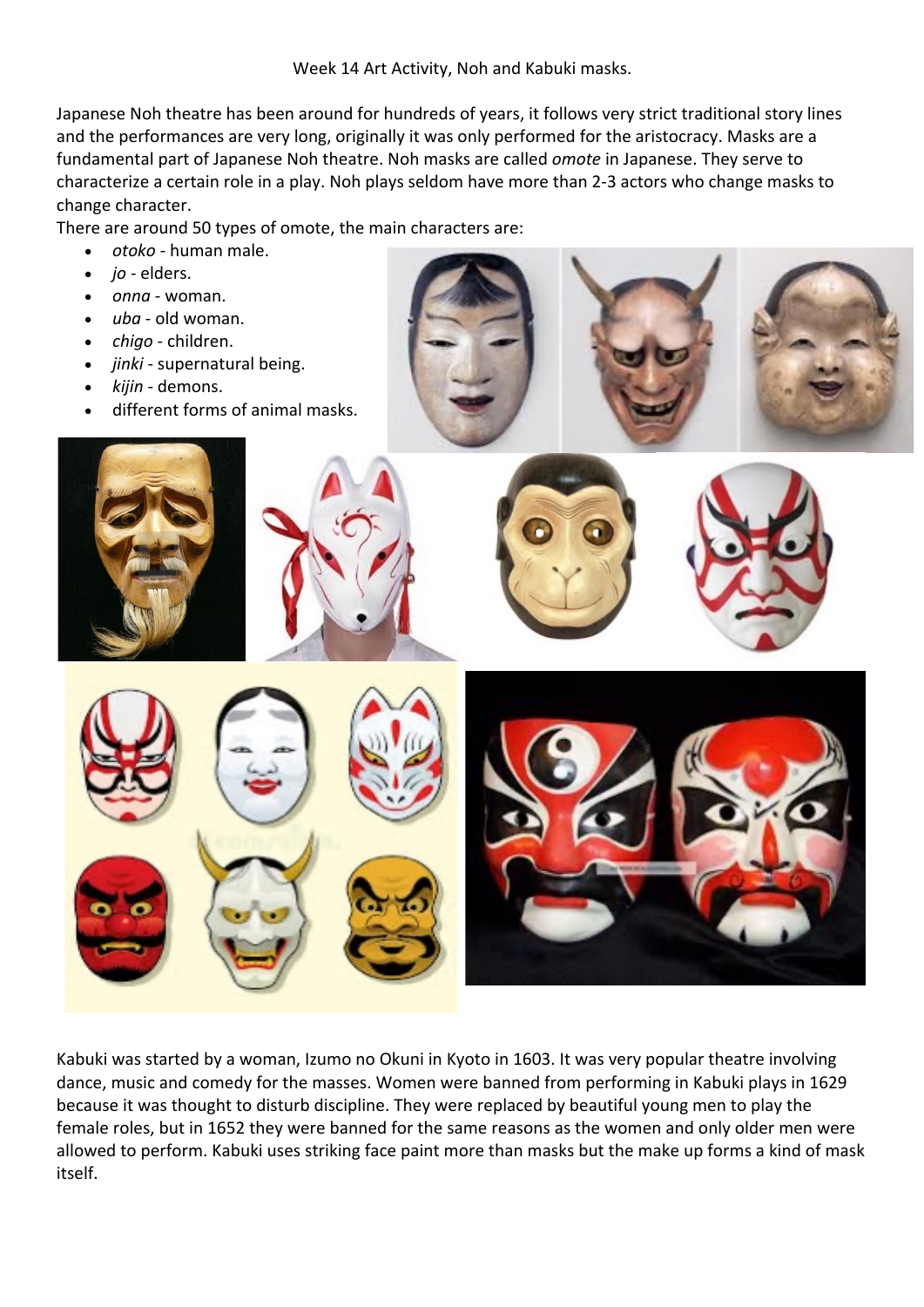Week 14 Art Activity, Noh and Kabuki masks.

Japanese Noh theatre has been around for hundreds of years, it follows very strict traditional story lines and the performances are very long, originally it was only performed for the aristocracy. Masks are a fundamental part of Japanese Noh theatre. Noh masks are called *omote* in Japanese. They serve to characterize a certain role in a play. Noh plays seldom have more than 2-3 actors who change masks to change character.

There are around 50 types of omote, the main characters are:

- *otoko* - human male.
- *jo* - elders.
- *onna* - woman.
- *uba* - old woman.
- *chigo* - children.
- *jinki* - supernatural being.
- *kijin* - demons.
- different forms of animal masks.

Kabuki was started by a woman, Izumo no Okuni in Kyoto in 1603. It was very popular theatre involving dance, music and comedy for the masses. Women were banned from performing in Kabuki plays in 1629 because it was thought to disturb discipline. They were replaced by beautiful young men to play the female roles, but in 1652 they were banned for the same reasons as the women and only older men were allowed to perform. Kabuki uses striking face paint more than masks but the make up forms a kind of mask itself.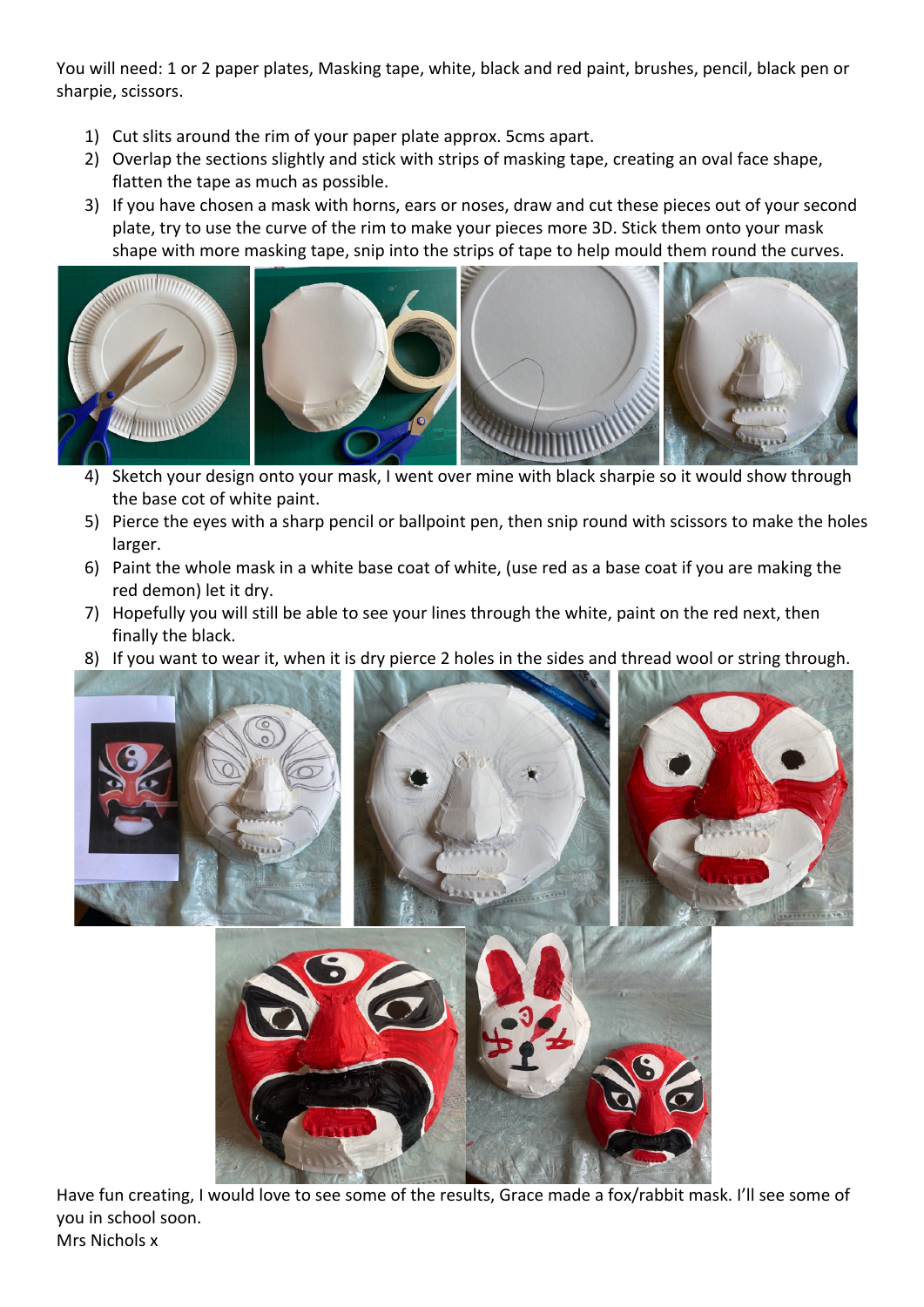You will need: 1 or 2 paper plates, Masking tape, white, black and red paint, brushes, pencil, black pen or sharpie, scissors.

1) Cut slits around the rim of your paper plate approx. 5cms apart.
2) Overlap the sections slightly and stick with strips of masking tape, creating an oval face shape, flatten the tape as much as possible.
3) If you have chosen a mask with horns, ears or noses, draw and cut these pieces out of your second plate, try to use the curve of the rim to make your pieces more 3D. Stick them onto your mask shape with more masking tape, snip into the strips of tape to help mould them round the curves.
4) Sketch your design onto your mask, I went over mine with black sharpie so it would show through the base cot of white paint.
5) Pierce the eyes with a sharp pencil or ballpoint pen, then snip round with scissors to make the holes larger.
6) Paint the whole mask in a white base coat of white, (use red as a base coat if you are making the red demon) let it dry.
7) Hopefully you will still be able to see your lines through the white, paint on the red next, then finally the black.
8) If you want to wear it, when it is dry pierce 2 holes in the sides and thread wool or string through.

Have fun creating, I would love to see some of the results, Grace made a fox/rabbit mask. I'll see some of you in school soon.

Mrs Nichols x